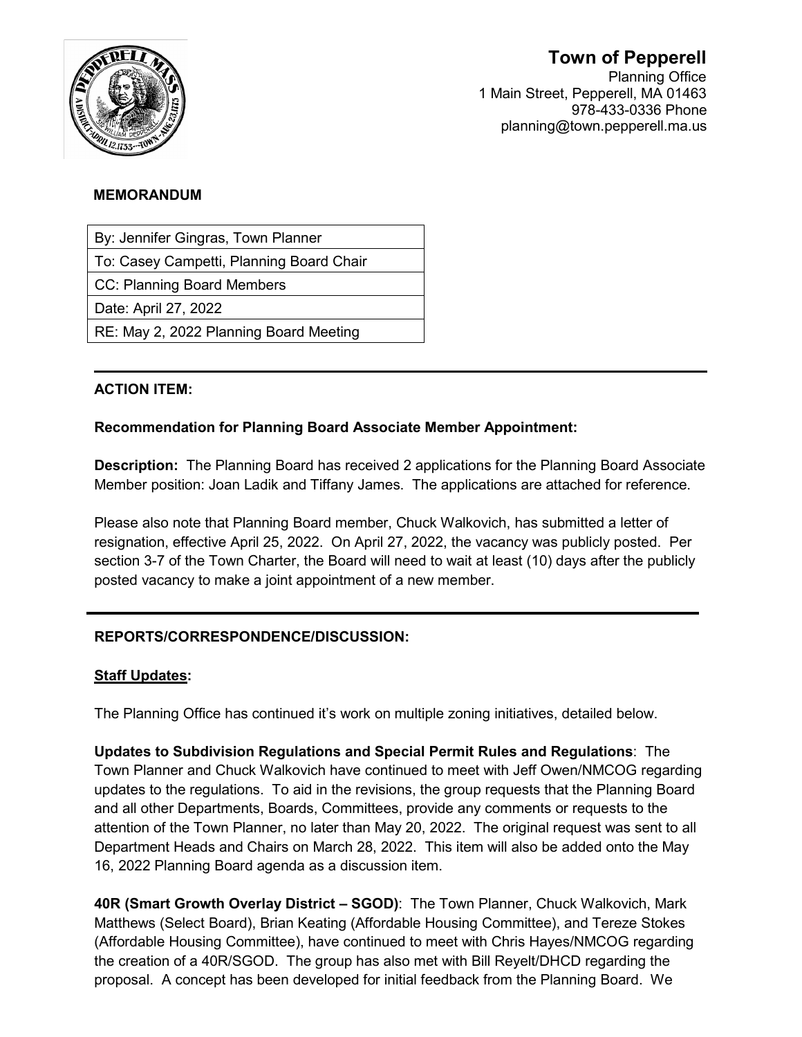# Town of Pepperell

Planning Office
1 Main Street, Pepperell, MA 01463
978-433-0336 Phone
planning@town.pepperell.ma.us

**MEMORANDUM**

| By: Jennifer Gingras, Town Planner |
|---|
| To: Casey Campetti, Planning Board Chair |
| CC: Planning Board Members |
| Date: April 27, 2022 |
| RE: May 2, 2022 Planning Board Meeting |

---

## ACTION ITEM:

**Recommendation for Planning Board Associate Member Appointment:**

**Description:** The Planning Board has received 2 applications for the Planning Board Associate Member position: Joan Ladik and Tiffany James. The applications are attached for reference.

Please also note that Planning Board member, Chuck Walkovich, has submitted a letter of resignation, effective April 25, 2022. On April 27, 2022, the vacancy was publicly posted. Per section 3-7 of the Town Charter, the Board will need to wait at least (10) days after the publicly posted vacancy to make a joint appointment of a new member.

---

## REPORTS/CORRESPONDENCE/DISCUSSION:

**Staff Updates:**

The Planning Office has continued it's work on multiple zoning initiatives, detailed below.

**Updates to Subdivision Regulations and Special Permit Rules and Regulations**: The Town Planner and Chuck Walkovich have continued to meet with Jeff Owen/NMCOG regarding updates to the regulations. To aid in the revisions, the group requests that the Planning Board and all other Departments, Boards, Committees, provide any comments or requests to the attention of the Town Planner, no later than May 20, 2022. The original request was sent to all Department Heads and Chairs on March 28, 2022. This item will also be added onto the May 16, 2022 Planning Board agenda as a discussion item.

**40R (Smart Growth Overlay District – SGOD)**: The Town Planner, Chuck Walkovich, Mark Matthews (Select Board), Brian Keating (Affordable Housing Committee), and Tereze Stokes (Affordable Housing Committee), have continued to meet with Chris Hayes/NMCOG regarding the creation of a 40R/SGOD. The group has also met with Bill Reyelt/DHCD regarding the proposal. A concept has been developed for initial feedback from the Planning Board. We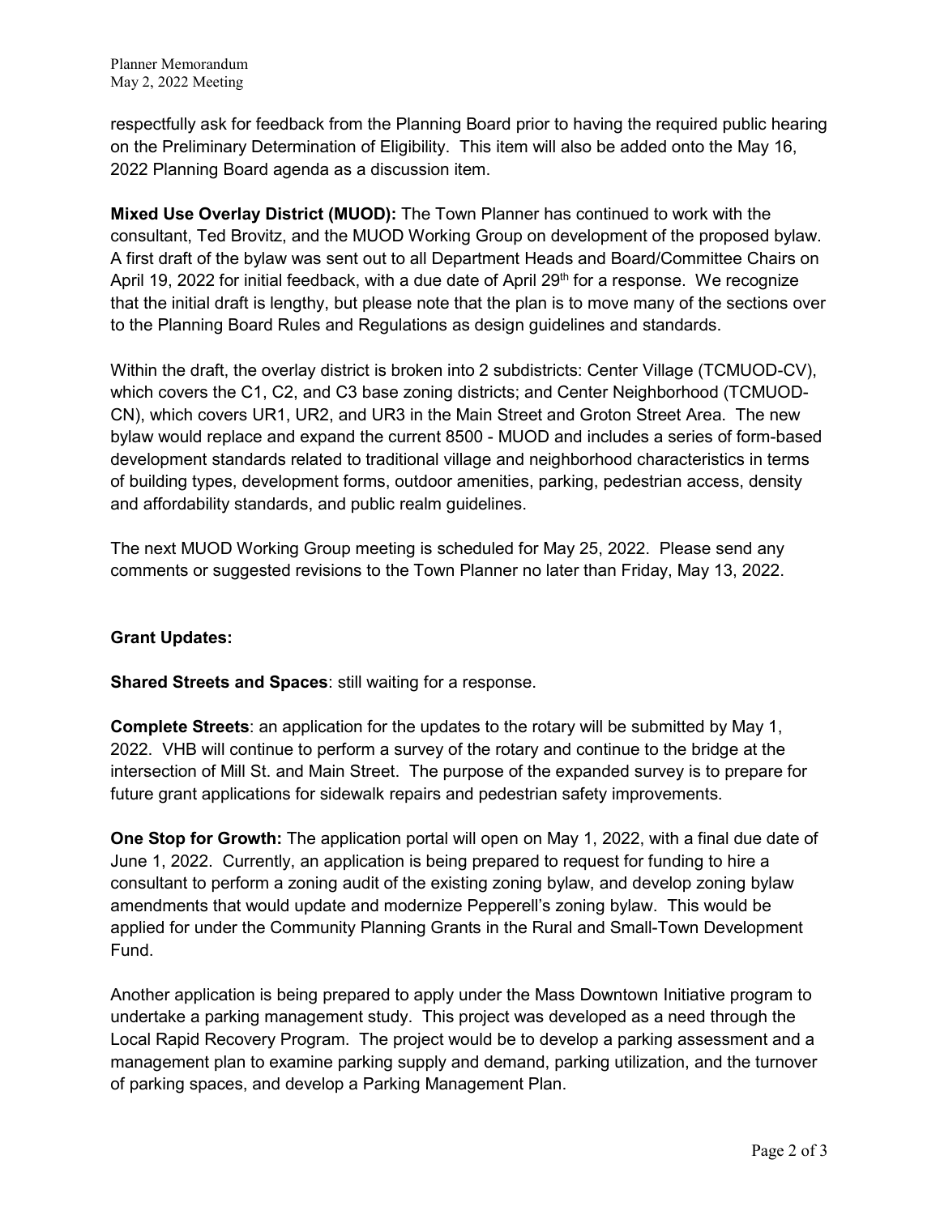respectfully ask for feedback from the Planning Board prior to having the required public hearing on the Preliminary Determination of Eligibility. This item will also be added onto the May 16, 2022 Planning Board agenda as a discussion item.

**Mixed Use Overlay District (MUOD):** The Town Planner has continued to work with the consultant, Ted Brovitz, and the MUOD Working Group on development of the proposed bylaw. A first draft of the bylaw was sent out to all Department Heads and Board/Committee Chairs on April 19, 2022 for initial feedback, with a due date of April 29th for a response. We recognize that the initial draft is lengthy, but please note that the plan is to move many of the sections over to the Planning Board Rules and Regulations as design guidelines and standards.

Within the draft, the overlay district is broken into 2 subdistricts: Center Village (TCMUOD-CV), which covers the C1, C2, and C3 base zoning districts; and Center Neighborhood (TCMUOD-CN), which covers UR1, UR2, and UR3 in the Main Street and Groton Street Area. The new bylaw would replace and expand the current 8500 - MUOD and includes a series of form-based development standards related to traditional village and neighborhood characteristics in terms of building types, development forms, outdoor amenities, parking, pedestrian access, density and affordability standards, and public realm guidelines.

The next MUOD Working Group meeting is scheduled for May 25, 2022. Please send any comments or suggested revisions to the Town Planner no later than Friday, May 13, 2022.

**Grant Updates:**

**Shared Streets and Spaces**: still waiting for a response.

**Complete Streets**: an application for the updates to the rotary will be submitted by May 1, 2022. VHB will continue to perform a survey of the rotary and continue to the bridge at the intersection of Mill St. and Main Street. The purpose of the expanded survey is to prepare for future grant applications for sidewalk repairs and pedestrian safety improvements.

**One Stop for Growth:** The application portal will open on May 1, 2022, with a final due date of June 1, 2022. Currently, an application is being prepared to request for funding to hire a consultant to perform a zoning audit of the existing zoning bylaw, and develop zoning bylaw amendments that would update and modernize Pepperell's zoning bylaw. This would be applied for under the Community Planning Grants in the Rural and Small-Town Development Fund.

Another application is being prepared to apply under the Mass Downtown Initiative program to undertake a parking management study. This project was developed as a need through the Local Rapid Recovery Program. The project would be to develop a parking assessment and a management plan to examine parking supply and demand, parking utilization, and the turnover of parking spaces, and develop a Parking Management Plan.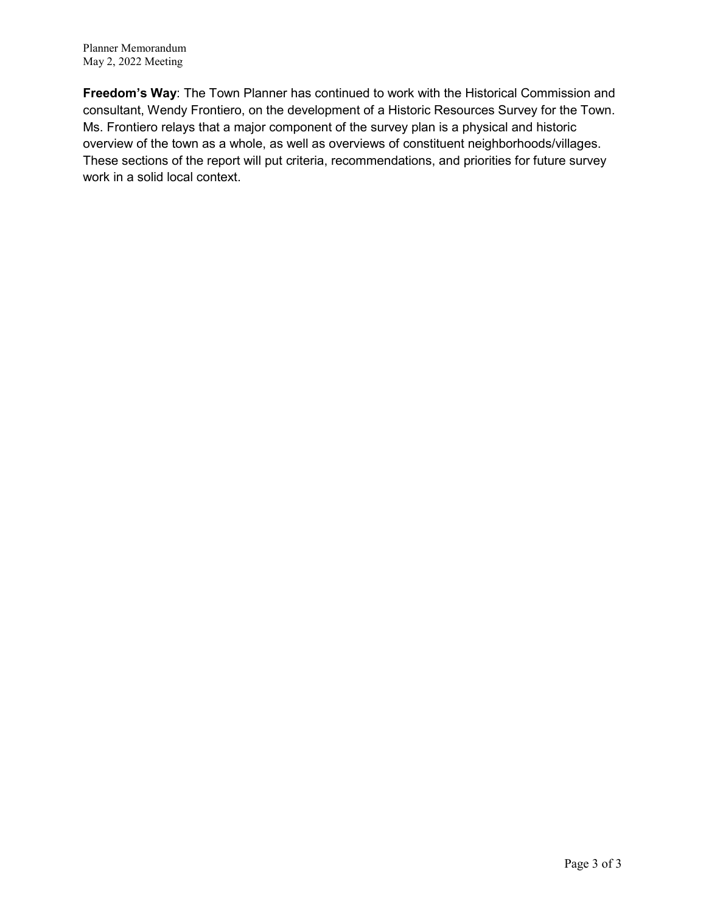**Freedom's Way**: The Town Planner has continued to work with the Historical Commission and consultant, Wendy Frontiero, on the development of a Historic Resources Survey for the Town. Ms. Frontiero relays that a major component of the survey plan is a physical and historic overview of the town as a whole, as well as overviews of constituent neighborhoods/villages. These sections of the report will put criteria, recommendations, and priorities for future survey work in a solid local context.